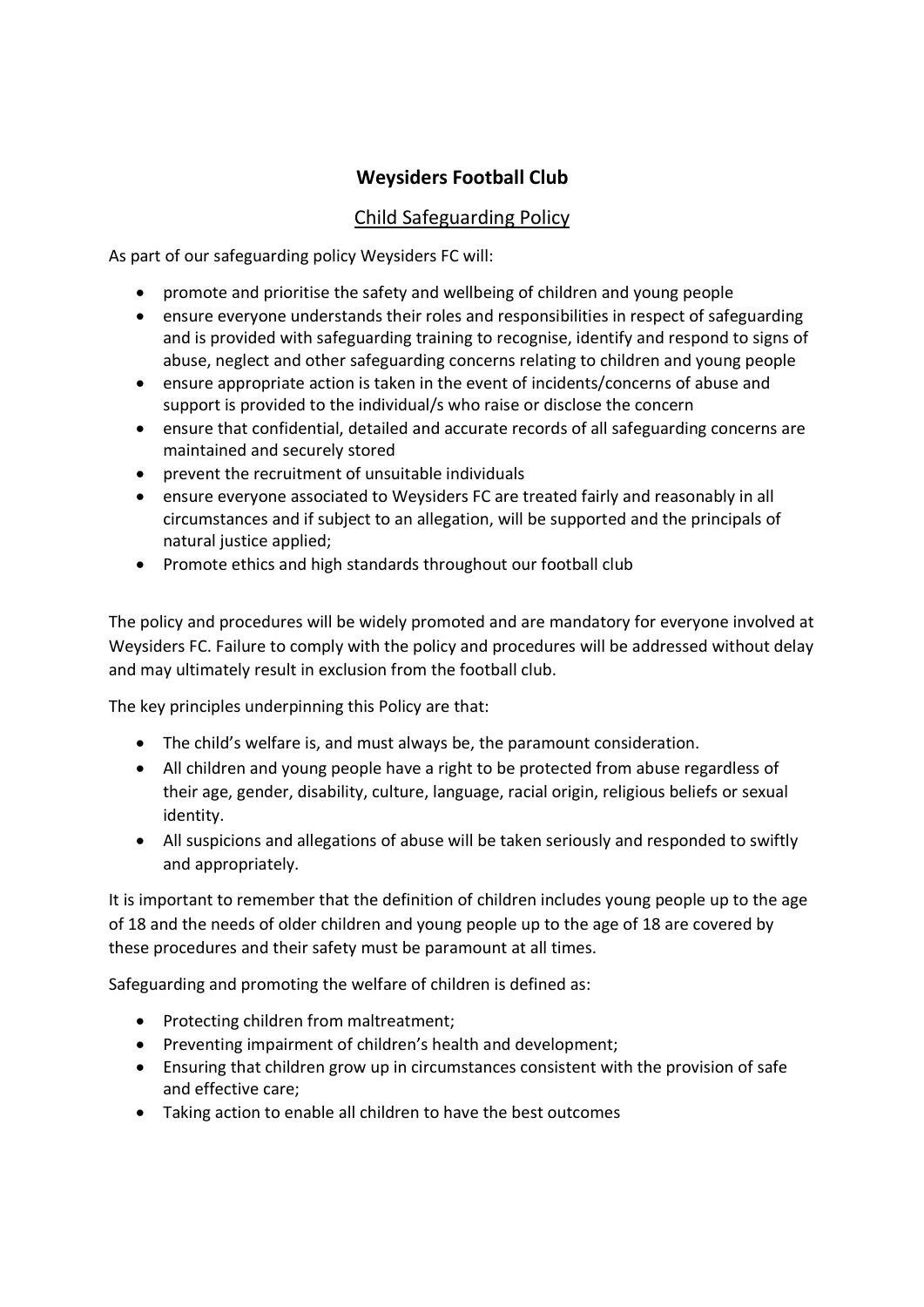# Weysiders Football Club

## Child Safeguarding Policy

As part of our safeguarding policy Weysiders FC will:

- promote and prioritise the safety and wellbeing of children and young people
- ensure everyone understands their roles and responsibilities in respect of safeguarding and is provided with safeguarding training to recognise, identify and respond to signs of abuse, neglect and other safeguarding concerns relating to children and young people
- ensure appropriate action is taken in the event of incidents/concerns of abuse and support is provided to the individual/s who raise or disclose the concern
- ensure that confidential, detailed and accurate records of all safeguarding concerns are maintained and securely stored
- prevent the recruitment of unsuitable individuals
- ensure everyone associated to Weysiders FC are treated fairly and reasonably in all circumstances and if subject to an allegation, will be supported and the principals of natural justice applied;
- Promote ethics and high standards throughout our football club

The policy and procedures will be widely promoted and are mandatory for everyone involved at Weysiders FC. Failure to comply with the policy and procedures will be addressed without delay and may ultimately result in exclusion from the football club.

The key principles underpinning this Policy are that:

- The child's welfare is, and must always be, the paramount consideration.
- All children and young people have a right to be protected from abuse regardless of their age, gender, disability, culture, language, racial origin, religious beliefs or sexual identity.
- All suspicions and allegations of abuse will be taken seriously and responded to swiftly and appropriately.

It is important to remember that the definition of children includes young people up to the age of 18 and the needs of older children and young people up to the age of 18 are covered by these procedures and their safety must be paramount at all times.

Safeguarding and promoting the welfare of children is defined as:

- Protecting children from maltreatment;
- Preventing impairment of children's health and development;
- Ensuring that children grow up in circumstances consistent with the provision of safe and effective care;
- Taking action to enable all children to have the best outcomes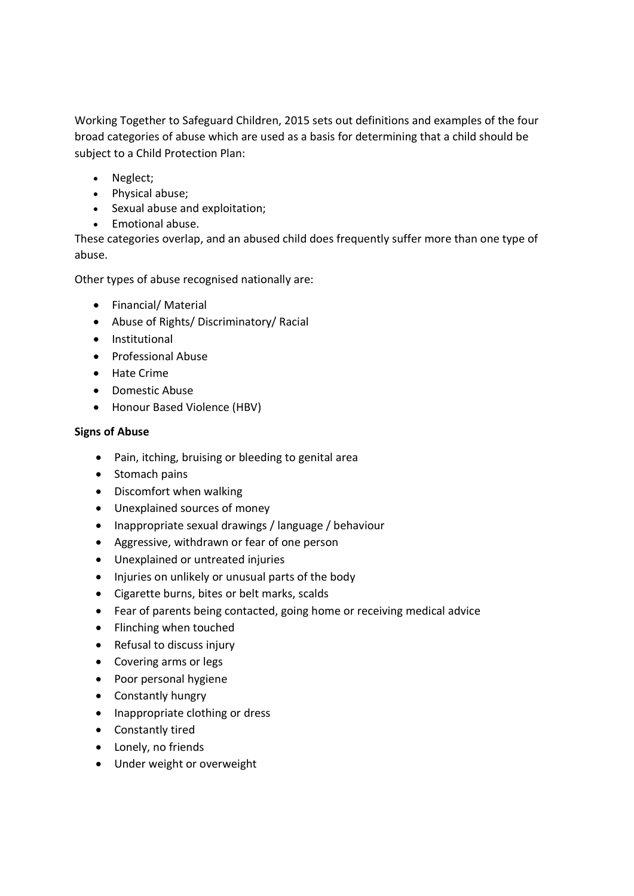Working Together to Safeguard Children, 2015 sets out definitions and examples of the four broad categories of abuse which are used as a basis for determining that a child should be subject to a Child Protection Plan:

- Neglect;
- Physical abuse;
- Sexual abuse and exploitation;
- Emotional abuse.

These categories overlap, and an abused child does frequently suffer more than one type of abuse.

Other types of abuse recognised nationally are:

- Financial/ Material
- Abuse of Rights/ Discriminatory/ Racial
- Institutional
- Professional Abuse
- Hate Crime
- Domestic Abuse
- Honour Based Violence (HBV)

**Signs of Abuse**

- Pain, itching, bruising or bleeding to genital area
- Stomach pains
- Discomfort when walking
- Unexplained sources of money
- Inappropriate sexual drawings / language / behaviour
- Aggressive, withdrawn or fear of one person
- Unexplained or untreated injuries
- Injuries on unlikely or unusual parts of the body
- Cigarette burns, bites or belt marks, scalds
- Fear of parents being contacted, going home or receiving medical advice
- Flinching when touched
- Refusal to discuss injury
- Covering arms or legs
- Poor personal hygiene
- Constantly hungry
- Inappropriate clothing or dress
- Constantly tired
- Lonely, no friends
- Under weight or overweight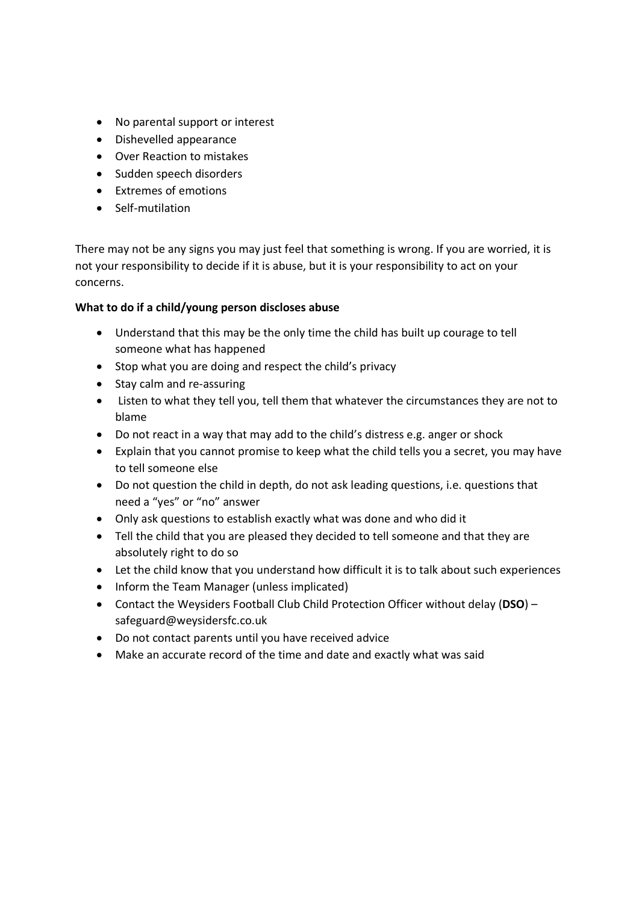- No parental support or interest
- Dishevelled appearance
- Over Reaction to mistakes
- Sudden speech disorders
- Extremes of emotions
- Self-mutilation

There may not be any signs you may just feel that something is wrong. If you are worried, it is not your responsibility to decide if it is abuse, but it is your responsibility to act on your concerns.

**What to do if a child/young person discloses abuse**

- Understand that this may be the only time the child has built up courage to tell someone what has happened
- Stop what you are doing and respect the child's privacy
- Stay calm and re-assuring
- Listen to what they tell you, tell them that whatever the circumstances they are not to blame
- Do not react in a way that may add to the child's distress e.g. anger or shock
- Explain that you cannot promise to keep what the child tells you a secret, you may have to tell someone else
- Do not question the child in depth, do not ask leading questions, i.e. questions that need a "yes" or "no" answer
- Only ask questions to establish exactly what was done and who did it
- Tell the child that you are pleased they decided to tell someone and that they are absolutely right to do so
- Let the child know that you understand how difficult it is to talk about such experiences
- Inform the Team Manager (unless implicated)
- Contact the Weysiders Football Club Child Protection Officer without delay (**DSO**) – safeguard@weysidersfc.co.uk
- Do not contact parents until you have received advice
- Make an accurate record of the time and date and exactly what was said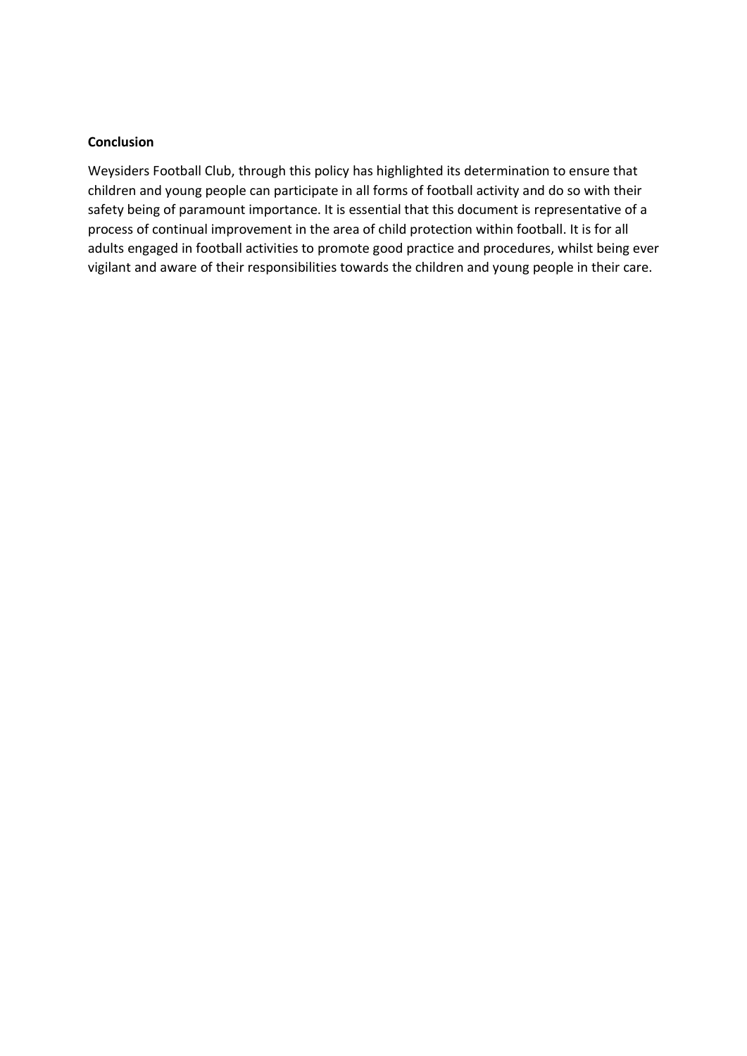**Conclusion**

Weysiders Football Club, through this policy has highlighted its determination to ensure that children and young people can participate in all forms of football activity and do so with their safety being of paramount importance. It is essential that this document is representative of a process of continual improvement in the area of child protection within football. It is for all adults engaged in football activities to promote good practice and procedures, whilst being ever vigilant and aware of their responsibilities towards the children and young people in their care.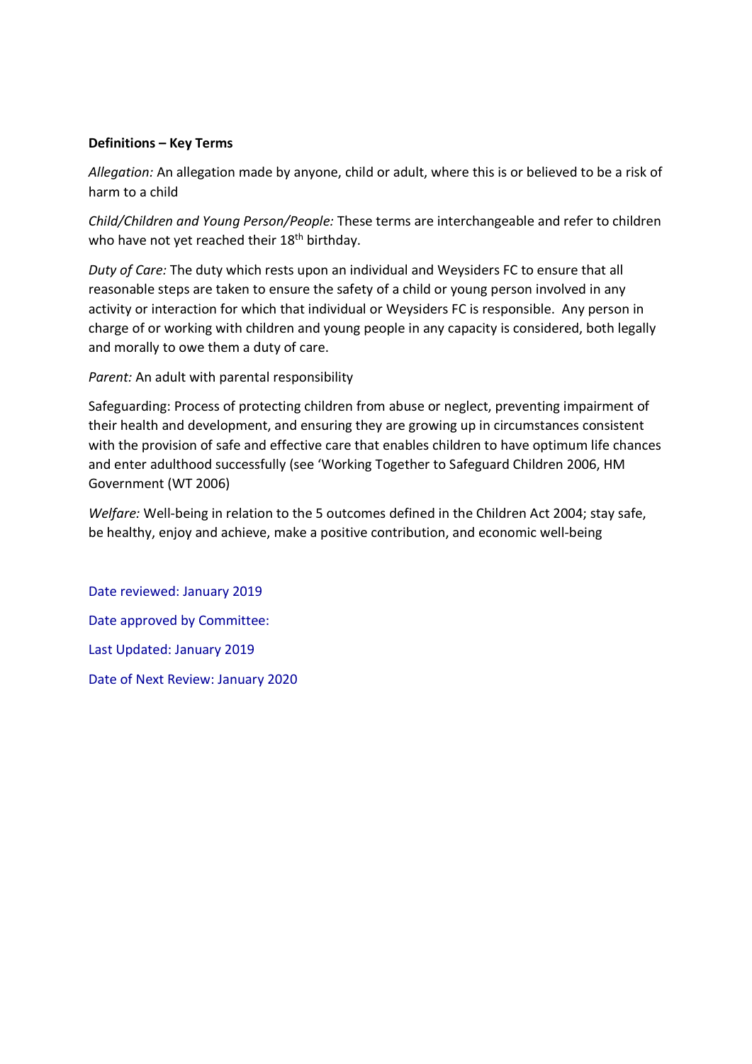**Definitions – Key Terms**

*Allegation:* An allegation made by anyone, child or adult, where this is or believed to be a risk of harm to a child

*Child/Children and Young Person/People:* These terms are interchangeable and refer to children who have not yet reached their 18th birthday.

*Duty of Care:* The duty which rests upon an individual and Weysiders FC to ensure that all reasonable steps are taken to ensure the safety of a child or young person involved in any activity or interaction for which that individual or Weysiders FC is responsible. Any person in charge of or working with children and young people in any capacity is considered, both legally and morally to owe them a duty of care.

*Parent:* An adult with parental responsibility

Safeguarding: Process of protecting children from abuse or neglect, preventing impairment of their health and development, and ensuring they are growing up in circumstances consistent with the provision of safe and effective care that enables children to have optimum life chances and enter adulthood successfully (see 'Working Together to Safeguard Children 2006, HM Government (WT 2006)

*Welfare:* Well-being in relation to the 5 outcomes defined in the Children Act 2004; stay safe, be healthy, enjoy and achieve, make a positive contribution, and economic well-being

Date reviewed: January 2019

Date approved by Committee:

Last Updated: January 2019

Date of Next Review: January 2020